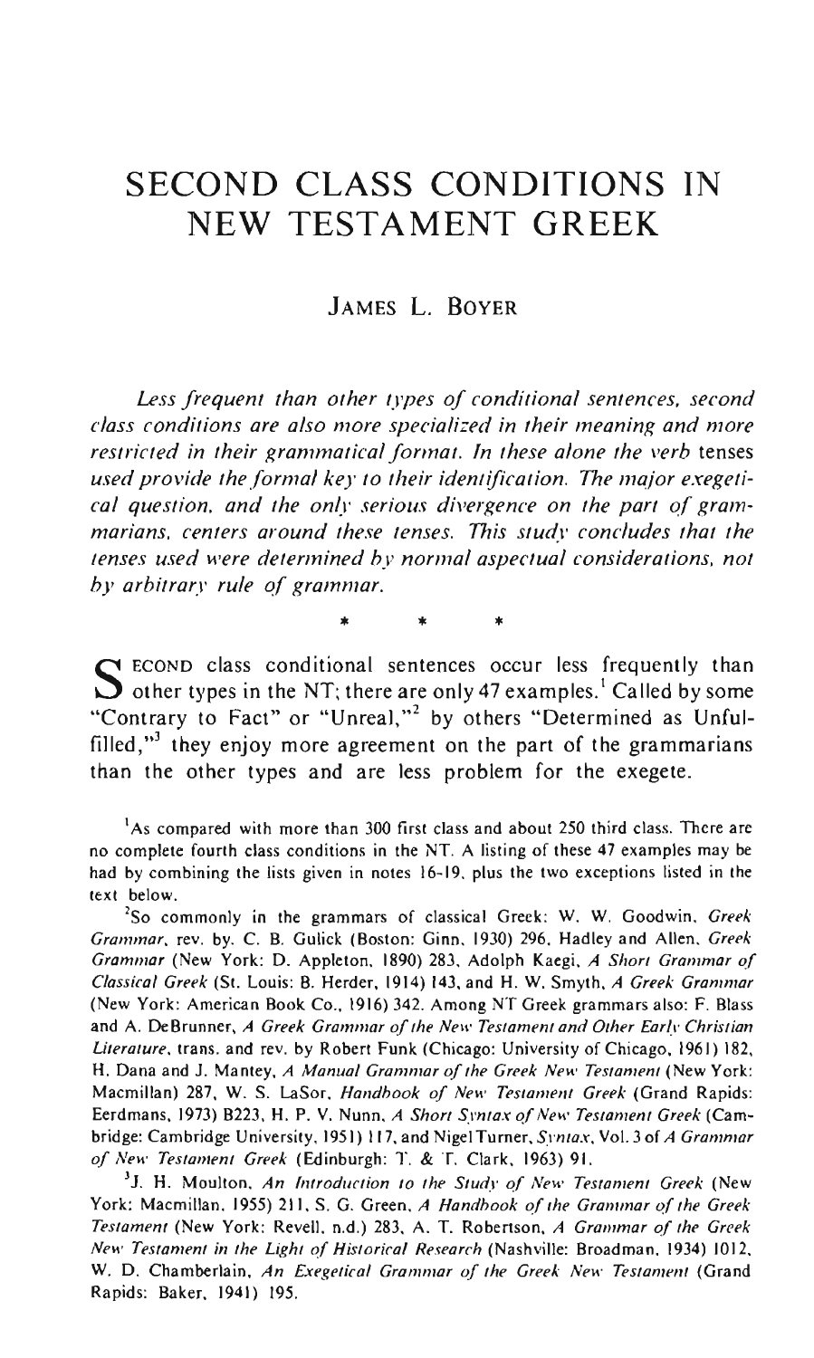# SECOND CLASS CONDITIONS IN NEW TESTAMENT GREEK

JAMES L. BOYER

*Less frequent than other types of conditional sentences, second class conditions are also more specialized in their meaning and more restricted in their grammatical format. In these alone the verb* tenses *used provide the formal key to their identification. The major exegetical question, and the only serious divergence on the part of grammarians, centers around these tenses. This study concludes that the tenses used were determined by normal aspectual considerations, not by arbitrary rule of grammar.*

\* \* \*

SECOND class conditional sentences occur less frequently than other types in the NT; there are only 47 examples.[1] Called by some "Contrary to Fact" or "Unreal,"[2] by others "Determined as Unfulfilled,"[3] they enjoy more agreement on the part of the grammarians than the other types and are less problem for the exegete.

[1]As compared with more than 300 first class and about 250 third class. There are no complete fourth class conditions in the NT. A listing of these 47 examples may be had by combining the lists given in notes 16-19, plus the two exceptions listed in the text below.

[2]So commonly in the grammars of classical Greek: W. W. Goodwin, *Greek Grammar*, rev. by. C. B. Gulick (Boston: Ginn, 1930) 296, Hadley and Allen, *Greek Grammar* (New York: D. Appleton, 1890) 283, Adolph Kaegi, *A Short Grammar of Classical Greek* (St. Louis: B. Herder, 1914) 143, and H. W. Smyth, *A Greek Grammar* (New York: American Book Co., 1916) 342. Among NT Greek grammars also: F. Blass and A. DeBrunner, *A Greek Grammar of the New Testament and Other Early Christian Literature*, trans. and rev. by Robert Funk (Chicago: University of Chicago, 1961) 182, H. Dana and J. Mantey, *A Manual Grammar of the Greek New Testament* (New York: Macmillan) 287, W. S. LaSor, *Handbook of New Testament Greek* (Grand Rapids: Eerdmans, 1973) B223, H. P. V. Nunn, *A Short Syntax of New Testament Greek* (Cambridge: Cambridge University, 1951) 117, and Nigel Turner, *Syntax*, Vol. 3 of *A Grammar of New Testament Greek* (Edinburgh: T. & T. Clark, 1963) 91.

[3]J. H. Moulton, *An Introduction to the Study of New Testament Greek* (New York: Macmillan, 1955) 211, S. G. Green, *A Handbook of the Grammar of the Greek Testament* (New York: Revell, n.d.) 283, A. T. Robertson, *A Grammar of the Greek New Testament in the Light of Historical Research* (Nashville: Broadman, 1934) 1012, W. D. Chamberlain, *An Exegetical Grammar of the Greek New Testament* (Grand Rapids: Baker, 1941) 195.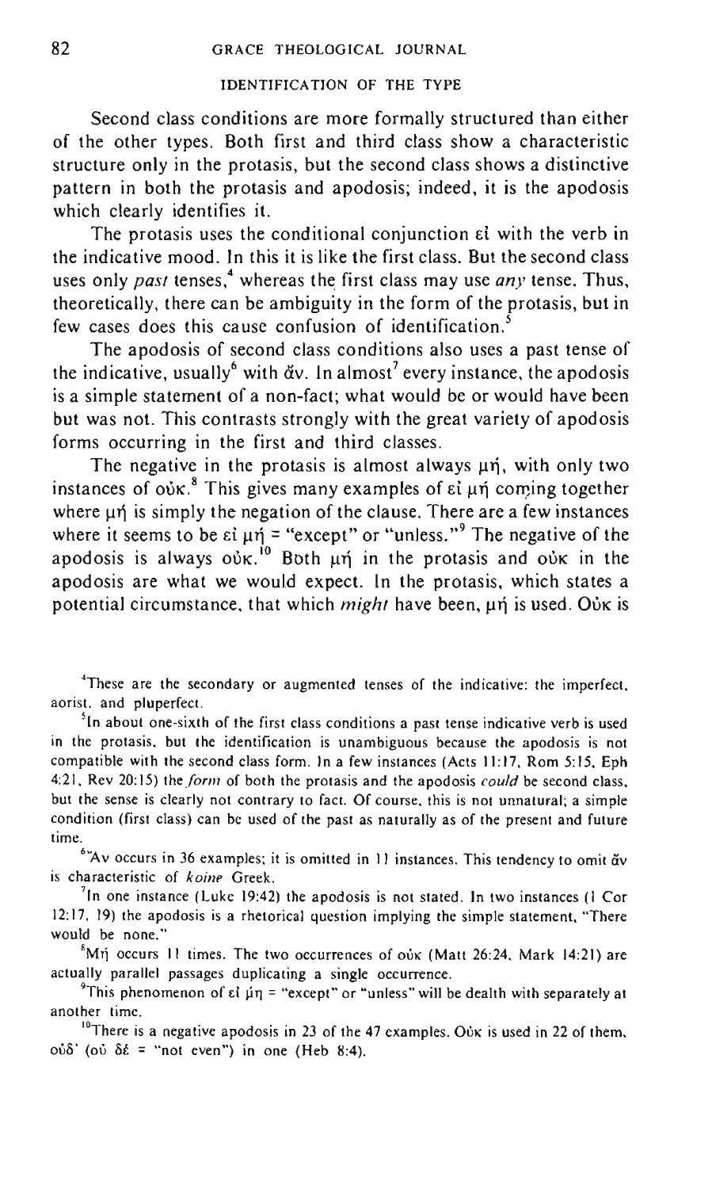## IDENTIFICATION OF THE TYPE

Second class conditions are more formally structured than either of the other types. Both first and third class show a characteristic structure only in the protasis, but the second class shows a distinctive pattern in both the protasis and apodosis; indeed, it is the apodosis which clearly identifies it.

The protasis uses the conditional conjunction εἰ with the verb in the indicative mood. In this it is like the first class. But the second class uses only *past* tenses,[4] whereas the first class may use *any* tense. Thus, theoretically, there can be ambiguity in the form of the protasis, but in few cases does this cause confusion of identification.[5]

The apodosis of second class conditions also uses a past tense of the indicative, usually[6] with ἄν. In almost[7] every instance, the apodosis is a simple statement of a non-fact; what would be or would have been but was not. This contrasts strongly with the great variety of apodosis forms occurring in the first and third classes.

The negative in the protasis is almost always μή, with only two instances of οὐκ.[8] This gives many examples of εἰ μή coming together where μή is simply the negation of the clause. There are a few instances where it seems to be εἰ μή = "except" or "unless."[9] The negative of the apodosis is always οὐκ.[10] Both μή in the protasis and οὐκ in the apodosis are what we would expect. In the protasis, which states a potential circumstance, that which *might* have been, μή is used. Οὐκ is

---

[4]These are the secondary or augmented tenses of the indicative: the imperfect, aorist, and pluperfect.

[5]In about one-sixth of the first class conditions a past tense indicative verb is used in the protasis, but the identification is unambiguous because the apodosis is not compatible with the second class form. In a few instances (Acts 11:17, Rom 5:15, Eph 4:21, Rev 20:15) the *form* of both the protasis and the apodosis *could* be second class, but the sense is clearly not contrary to fact. Of course, this is not unnatural; a simple condition (first class) can be used of the past as naturally as of the present and future time.

[6]Ἄν occurs in 36 examples; it is omitted in 11 instances. This tendency to omit ἄν is characteristic of *koine* Greek.

[7]In one instance (Luke 19:42) the apodosis is not stated. In two instances (1 Cor 12:17, 19) the apodosis is a rhetorical question implying the simple statement, "There would be none."

[8]Μή occurs 11 times. The two occurrences of οὐκ (Matt 26:24, Mark 14:21) are actually parallel passages duplicating a single occurrence.

[9]This phenomenon of εἰ μή = "except" or "unless" will be dealth with separately at another time.

[10]There is a negative apodosis in 23 of the 47 examples. Οὐκ is used in 22 of them, οὐδ' (οὐ δέ = "not even") in one (Heb 8:4).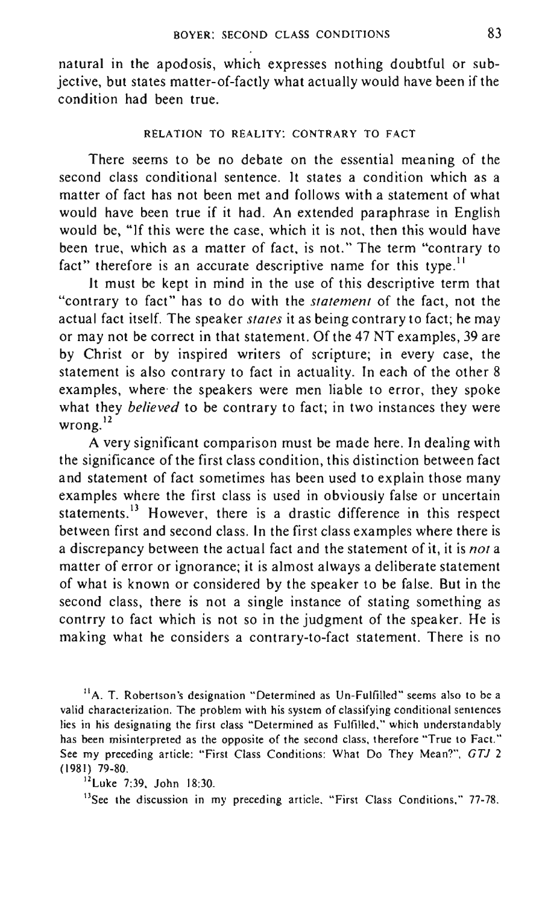natural in the apodosis, which expresses nothing doubtful or subjective, but states matter-of-factly what actually would have been if the condition had been true.

### RELATION TO REALITY: CONTRARY TO FACT

There seems to be no debate on the essential meaning of the second class conditional sentence. It states a condition which as a matter of fact has not been met and follows with a statement of what would have been true if it had. An extended paraphrase in English would be, "If this were the case, which it is not, then this would have been true, which as a matter of fact, is not." The term "contrary to fact" therefore is an accurate descriptive name for this type.[11]

It must be kept in mind in the use of this descriptive term that "contrary to fact" has to do with the *statement* of the fact, not the actual fact itself. The speaker *states* it as being contrary to fact; he may or may not be correct in that statement. Of the 47 NT examples, 39 are by Christ or by inspired writers of scripture; in every case, the statement is also contrary to fact in actuality. In each of the other 8 examples, where the speakers were men liable to error, they spoke what they *believed* to be contrary to fact; in two instances they were wrong.[12]

A very significant comparison must be made here. In dealing with the significance of the first class condition, this distinction between fact and statement of fact sometimes has been used to explain those many examples where the first class is used in obviously false or uncertain statements.[13] However, there is a drastic difference in this respect between first and second class. In the first class examples where there is a discrepancy between the actual fact and the statement of it, it is *not* a matter of error or ignorance; it is almost always a deliberate statement of what is known or considered by the speaker to be false. But in the second class, there is not a single instance of stating something as contrry to fact which is not so in the judgment of the speaker. He is making what he considers a contrary-to-fact statement. There is no

---

[11] A. T. Robertson's designation "Determined as Un-Fulfilled" seems also to be a valid characterization. The problem with his system of classifying conditional sentences lies in his designating the first class "Determined as Fulfilled," which understandably has been misinterpreted as the opposite of the second class, therefore "True to Fact." See my preceding article: "First Class Conditions: What Do They Mean?", *GTJ* 2 (1981) 79-80.

[12] Luke 7:39, John 18:30.

[13] See the discussion in my preceding article, "First Class Conditions," 77-78.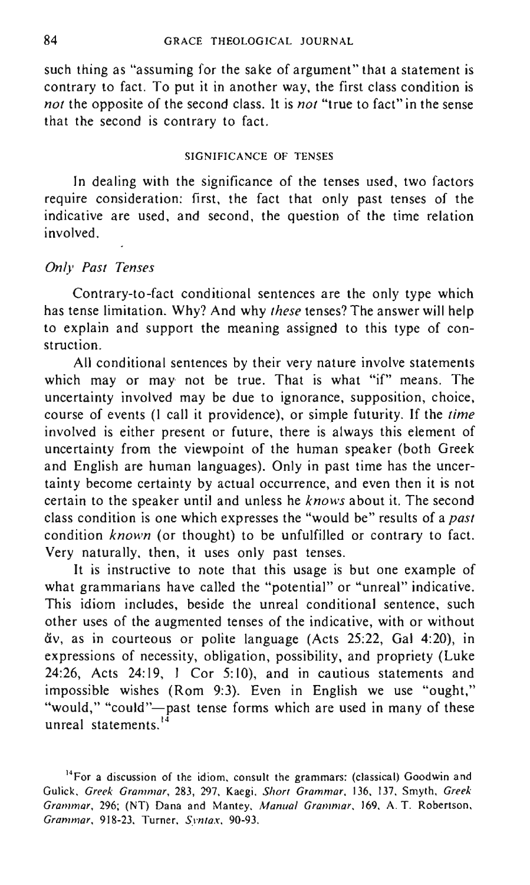such thing as "assuming for the sake of argument" that a statement is contrary to fact. To put it in another way, the first class condition is *not* the opposite of the second class. It is *not* "true to fact" in the sense that the second is contrary to fact.

## SIGNIFICANCE OF TENSES

In dealing with the significance of the tenses used, two factors require consideration: first, the fact that only past tenses of the indicative are used, and second, the question of the time relation involved.

### *Only Past Tenses*

Contrary-to-fact conditional sentences are the only type which has tense limitation. Why? And why *these* tenses? The answer will help to explain and support the meaning assigned to this type of construction.

All conditional sentences by their very nature involve statements which may or may not be true. That is what "if" means. The uncertainty involved may be due to ignorance, supposition, choice, course of events (I call it providence), or simple futurity. If the *time* involved is either present or future, there is always this element of uncertainty from the viewpoint of the human speaker (both Greek and English are human languages). Only in past time has the uncertainty become certainty by actual occurrence, and even then it is not certain to the speaker until and unless he *knows* about it. The second class condition is one which expresses the "would be" results of a *past* condition *known* (or thought) to be unfulfilled or contrary to fact. Very naturally, then, it uses only past tenses.

It is instructive to note that this usage is but one example of what grammarians have called the "potential" or "unreal" indicative. This idiom includes, beside the unreal conditional sentence, such other uses of the augmented tenses of the indicative, with or without ἄν, as in courteous or polite language (Acts 25:22, Gal 4:20), in expressions of necessity, obligation, possibility, and propriety (Luke 24:26, Acts 24:19, 1 Cor 5:10), and in cautious statements and impossible wishes (Rom 9:3). Even in English we use "ought," "would," "could"—past tense forms which are used in many of these unreal statements.[14]

[14] For a discussion of the idiom, consult the grammars: (classical) Goodwin and Gulick, *Greek Grammar*, 283, 297, Kaegi, *Short Grammar*, 136, 137, Smyth, *Greek Grammar*, 296; (NT) Dana and Mantey, *Manual Grammar*, 169, A. T. Robertson, *Grammar*, 918-23, Turner, *Syntax*, 90-93.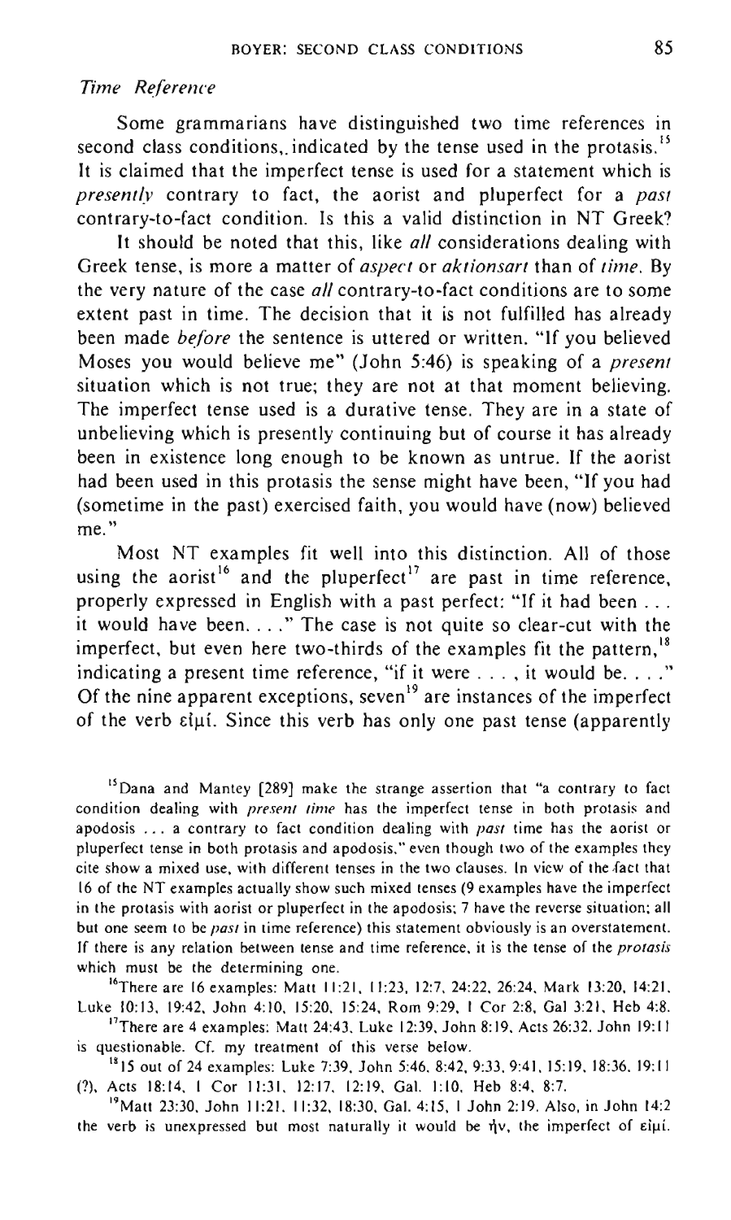### *Time Reference*

Some grammarians have distinguished two time references in second class conditions, indicated by the tense used in the protasis.[15] It is claimed that the imperfect tense is used for a statement which is *presently* contrary to fact, the aorist and pluperfect for a *past* contrary-to-fact condition. Is this a valid distinction in NT Greek?

It should be noted that this, like *all* considerations dealing with Greek tense, is more a matter of *aspect* or *aktionsart* than of *time*. By the very nature of the case *all* contrary-to-fact conditions are to some extent past in time. The decision that it is not fulfilled has already been made *before* the sentence is uttered or written. "If you believed Moses you would believe me" (John 5:46) is speaking of a *present* situation which is not true; they are not at that moment believing. The imperfect tense used is a durative tense. They are in a state of unbelieving which is presently continuing but of course it has already been in existence long enough to be known as untrue. If the aorist had been used in this protasis the sense might have been, "If you had (sometime in the past) exercised faith, you would have (now) believed me."

Most NT examples fit well into this distinction. All of those using the aorist[16] and the pluperfect[17] are past in time reference, properly expressed in English with a past perfect: "If it had been . . . it would have been. . . ." The case is not quite so clear-cut with the imperfect, but even here two-thirds of the examples fit the pattern,[18] indicating a present time reference, "if it were . . . , it would be. . . ." Of the nine apparent exceptions, seven[19] are instances of the imperfect of the verb εἰμί. Since this verb has only one past tense (apparently

---

[15] Dana and Mantey [289] make the strange assertion that "a contrary to fact condition dealing with *present time* has the imperfect tense in both protasis and apodosis . . . a contrary to fact condition dealing with *past* time has the aorist or pluperfect tense in both protasis and apodosis," even though two of the examples they cite show a mixed use, with different tenses in the two clauses. In view of the fact that 16 of the NT examples actually show such mixed tenses (9 examples have the imperfect in the protasis with aorist or pluperfect in the apodosis; 7 have the reverse situation; all but one seem to be *past* in time reference) this statement obviously is an overstatement. If there is any relation between tense and time reference, it is the tense of the *protasis* which must be the determining one.

[16] There are 16 examples: Matt 11:21, 11:23, 12:7, 24:22, 26:24, Mark 13:20, 14:21, Luke 10:13, 19:42, John 4:10, 15:20, 15:24, Rom 9:29, 1 Cor 2:8, Gal 3:21, Heb 4:8.

[17] There are 4 examples: Matt 24:43, Luke 12:39, John 8:19, Acts 26:32. John 19:11 is questionable. Cf. my treatment of this verse below.

[18] 15 out of 24 examples: Luke 7:39, John 5:46, 8:42, 9:33, 9:41, 15:19, 18:36, 19:11 (?), Acts 18:14, 1 Cor 11:31, 12:17, 12:19, Gal. 1:10, Heb 8:4, 8:7.

[19] Matt 23:30, John 11:21, 11:32, 18:30, Gal. 4:15, 1 John 2:19. Also, in John 14:2 the verb is unexpressed but most naturally it would be ἦν, the imperfect of εἰμί.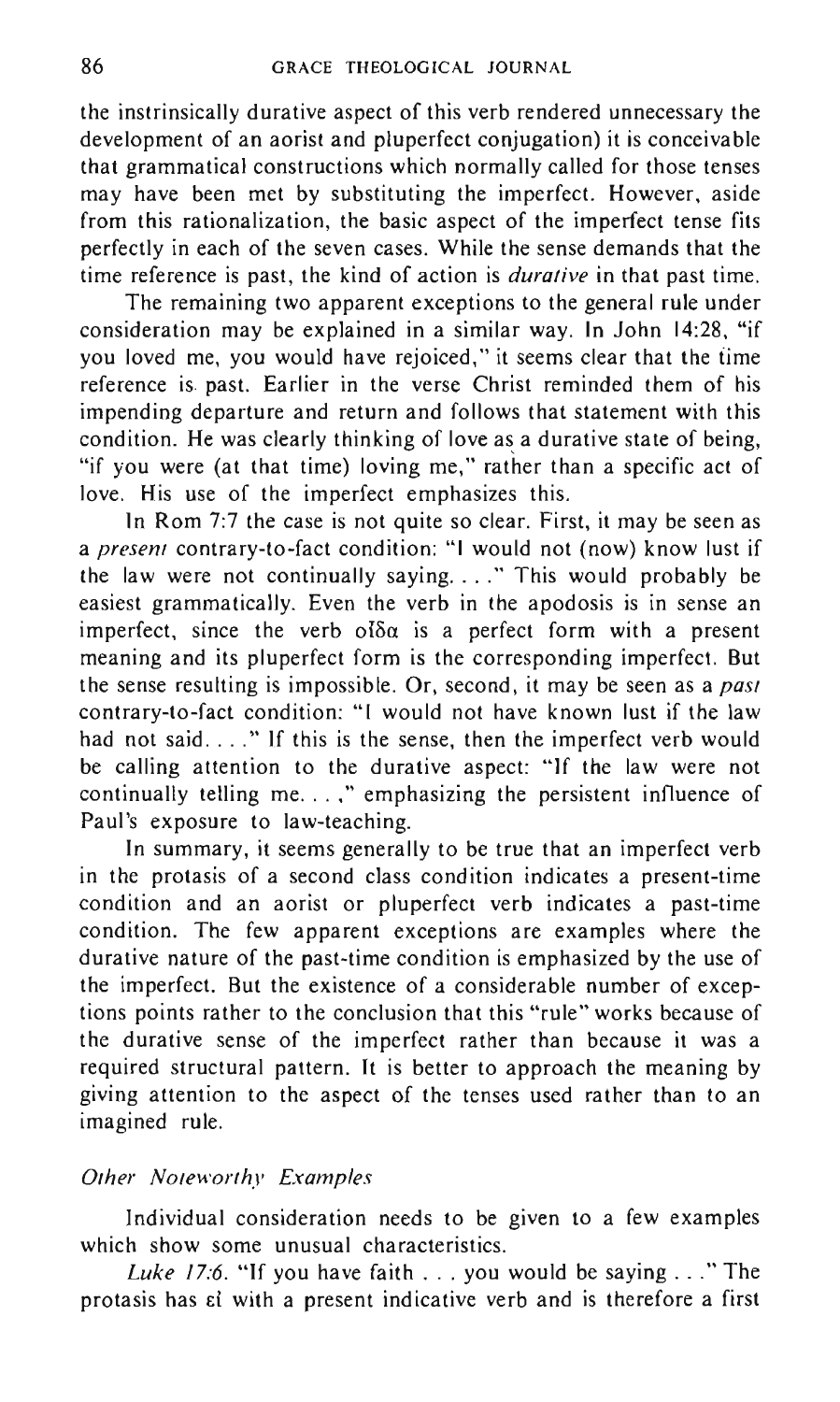the instrinsically durative aspect of this verb rendered unnecessary the development of an aorist and pluperfect conjugation) it is conceivable that grammatical constructions which normally called for those tenses may have been met by substituting the imperfect. However, aside from this rationalization, the basic aspect of the imperfect tense fits perfectly in each of the seven cases. While the sense demands that the time reference is past, the kind of action is *durative* in that past time.

The remaining two apparent exceptions to the general rule under consideration may be explained in a similar way. In John 14:28, "if you loved me, you would have rejoiced," it seems clear that the time reference is past. Earlier in the verse Christ reminded them of his impending departure and return and follows that statement with this condition. He was clearly thinking of love as a durative state of being, "if you were (at that time) loving me," rather than a specific act of love. His use of the imperfect emphasizes this.

In Rom 7:7 the case is not quite so clear. First, it may be seen as a *present* contrary-to-fact condition: "I would not (now) know lust if the law were not continually saying. . . ." This would probably be easiest grammatically. Even the verb in the apodosis is in sense an imperfect, since the verb οἶδα is a perfect form with a present meaning and its pluperfect form is the corresponding imperfect. But the sense resulting is impossible. Or, second, it may be seen as a *past* contrary-to-fact condition: "I would not have known lust if the law had not said. . . ." If this is the sense, then the imperfect verb would be calling attention to the durative aspect: "If the law were not continually telling me. . . ," emphasizing the persistent influence of Paul's exposure to law-teaching.

In summary, it seems generally to be true that an imperfect verb in the protasis of a second class condition indicates a present-time condition and an aorist or pluperfect verb indicates a past-time condition. The few apparent exceptions are examples where the durative nature of the past-time condition is emphasized by the use of the imperfect. But the existence of a considerable number of exceptions points rather to the conclusion that this "rule" works because of the durative sense of the imperfect rather than because it was a required structural pattern. It is better to approach the meaning by giving attention to the aspect of the tenses used rather than to an imagined rule.

### *Other Noteworthy Examples*

Individual consideration needs to be given to a few examples which show some unusual characteristics.

*Luke 17:6.* "If you have faith . . . you would be saying . . ." The protasis has εἰ with a present indicative verb and is therefore a first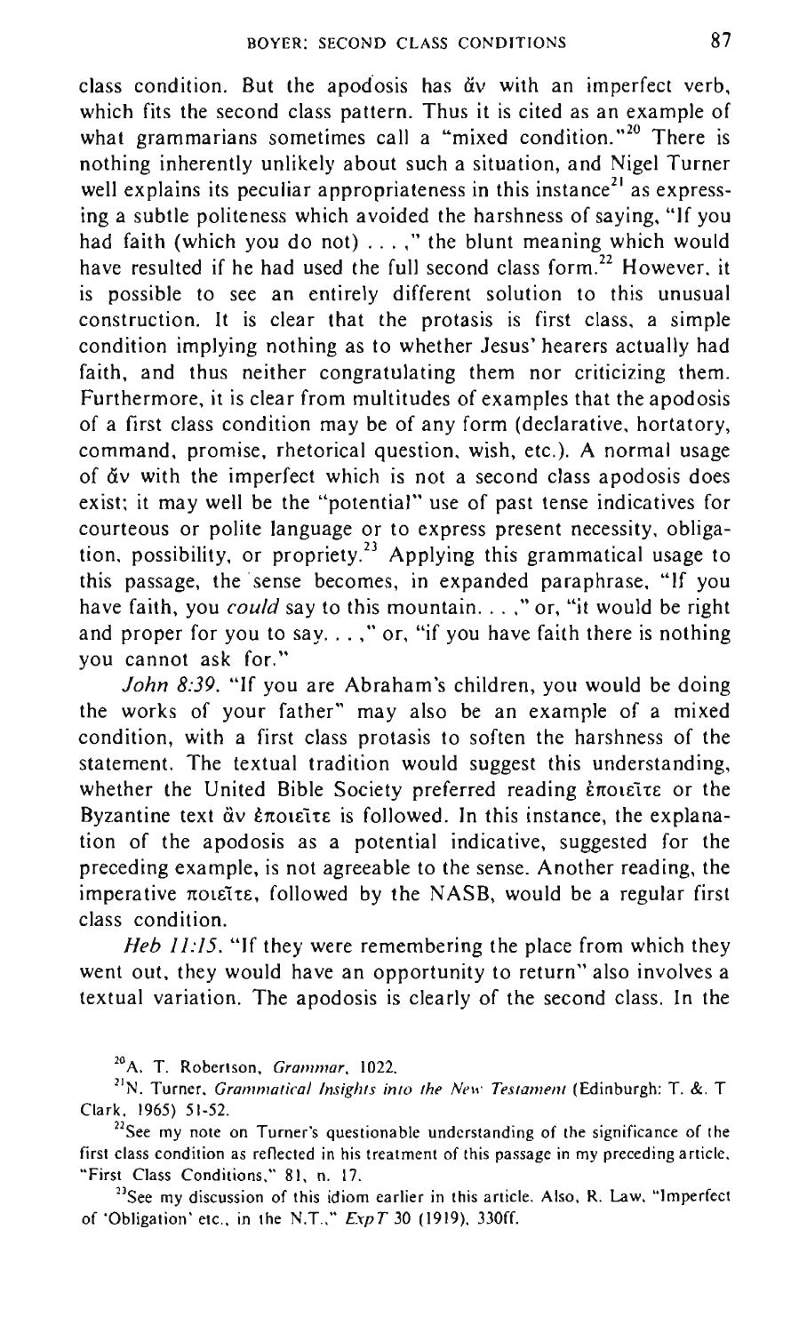class condition. But the apodosis has ἄν with an imperfect verb, which fits the second class pattern. Thus it is cited as an example of what grammarians sometimes call a "mixed condition."[20] There is nothing inherently unlikely about such a situation, and Nigel Turner well explains its peculiar appropriateness in this instance[21] as expressing a subtle politeness which avoided the harshness of saying, "If you had faith (which you do not) . . . ," the blunt meaning which would have resulted if he had used the full second class form.[22] However, it is possible to see an entirely different solution to this unusual construction. It is clear that the protasis is first class, a simple condition implying nothing as to whether Jesus' hearers actually had faith, and thus neither congratulating them nor criticizing them. Furthermore, it is clear from multitudes of examples that the apodosis of a first class condition may be of any form (declarative, hortatory, command, promise, rhetorical question, wish, etc.). A normal usage of ἄν with the imperfect which is not a second class apodosis does exist; it may well be the "potential" use of past tense indicatives for courteous or polite language or to express present necessity, obligation, possibility, or propriety.[23] Applying this grammatical usage to this passage, the sense becomes, in expanded paraphrase, "If you have faith, you *could* say to this mountain. . . ," or, "it would be right and proper for you to say. . . ," or, "if you have faith there is nothing you cannot ask for."

*John 8:39*. "If you are Abraham's children, you would be doing the works of your father" may also be an example of a mixed condition, with a first class protasis to soften the harshness of the statement. The textual tradition would suggest this understanding, whether the United Bible Society preferred reading ἐποιεῖτε or the Byzantine text ἄν ἐποιεῖτε is followed. In this instance, the explanation of the apodosis as a potential indicative, suggested for the preceding example, is not agreeable to the sense. Another reading, the imperative ποιεῖτε, followed by the NASB, would be a regular first class condition.

*Heb 11:15*. "If they were remembering the place from which they went out, they would have an opportunity to return" also involves a textual variation. The apodosis is clearly of the second class. In the

---

[20] A. T. Robertson, *Grammar*, 1022.

[21] N. Turner, *Grammatical Insights into the New Testament* (Edinburgh: T. &. T Clark, 1965) 51-52.

[22] See my note on Turner's questionable understanding of the significance of the first class condition as reflected in his treatment of this passage in my preceding article, "First Class Conditions," 81, n. 17.

[23] See my discussion of this idiom earlier in this article. Also, R. Law, "Imperfect of 'Obligation' etc., in the N.T.," *ExpT* 30 (1919), 330ff.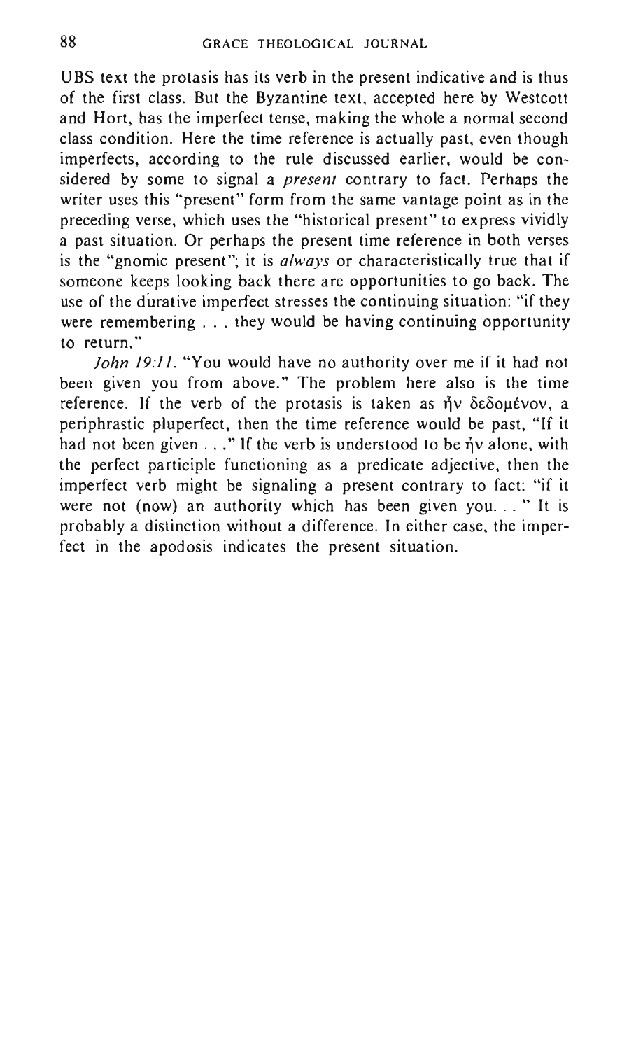UBS text the protasis has its verb in the present indicative and is thus of the first class. But the Byzantine text, accepted here by Westcott and Hort, has the imperfect tense, making the whole a normal second class condition. Here the time reference is actually past, even though imperfects, according to the rule discussed earlier, would be considered by some to signal a *present* contrary to fact. Perhaps the writer uses this "present" form from the same vantage point as in the preceding verse, which uses the "historical present" to express vividly a past situation. Or perhaps the present time reference in both verses is the "gnomic present"; it is *always* or characteristically true that if someone keeps looking back there are opportunities to go back. The use of the durative imperfect stresses the continuing situation: "if they were remembering . . . they would be having continuing opportunity to return."

*John 19:11.* "You would have no authority over me if it had not been given you from above." The problem here also is the time reference. If the verb of the protasis is taken as ἦν δεδομένον, a periphrastic pluperfect, then the time reference would be past, "If it had not been given . . ." If the verb is understood to be ἦν alone, with the perfect participle functioning as a predicate adjective, then the imperfect verb might be signaling a present contrary to fact: "if it were not (now) an authority which has been given you. . . " It is probably a distinction without a difference. In either case, the imperfect in the apodosis indicates the present situation.